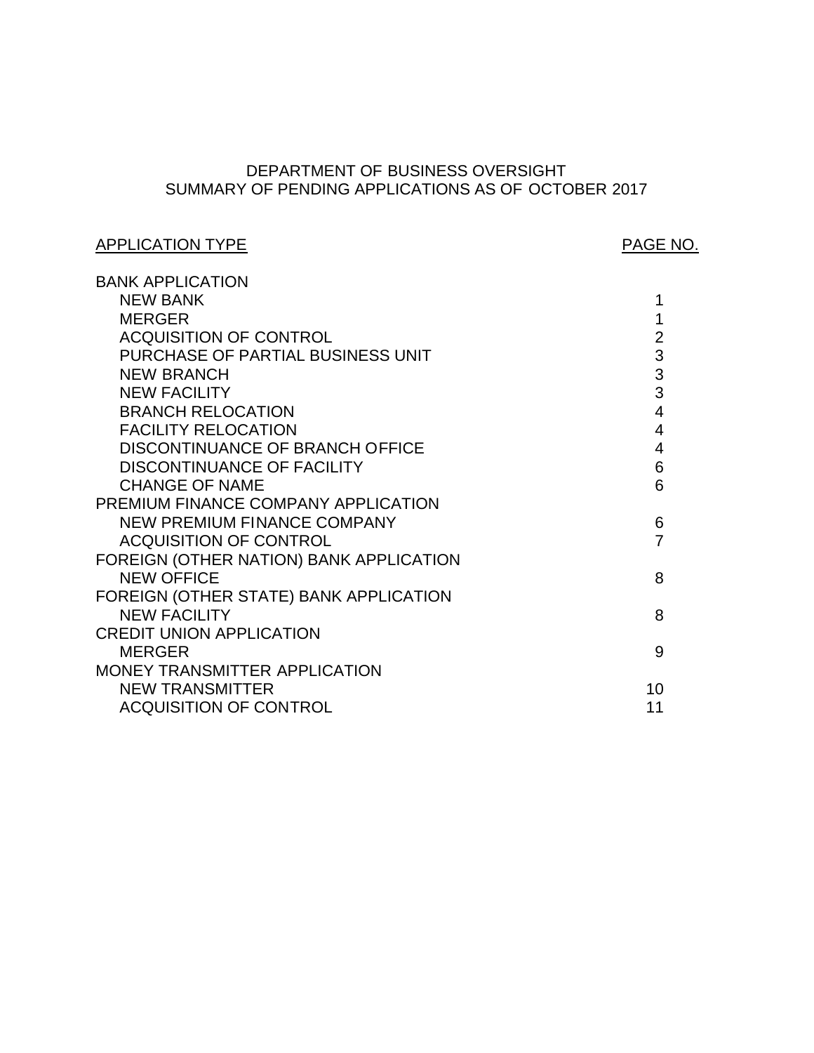# DEPARTMENT OF BUSINESS OVERSIGHT
## SUMMARY OF PENDING APPLICATIONS AS OF OCTOBER 2017

| APPLICATION TYPE | PAGE NO. |
| --- | --- |
| BANK APPLICATION | |
| NEW BANK | 1 |
| MERGER | 1 |
| ACQUISITION OF CONTROL | 2 |
| PURCHASE OF PARTIAL BUSINESS UNIT | 3 |
| NEW BRANCH | 3 |
| NEW FACILITY | 3 |
| BRANCH RELOCATION | 4 |
| FACILITY RELOCATION | 4 |
| DISCONTINUANCE OF BRANCH OFFICE | 4 |
| DISCONTINUANCE OF FACILITY | 6 |
| CHANGE OF NAME | 6 |
| PREMIUM FINANCE COMPANY APPLICATION | |
| NEW PREMIUM FINANCE COMPANY | 6 |
| ACQUISITION OF CONTROL | 7 |
| FOREIGN (OTHER NATION) BANK APPLICATION | |
| NEW OFFICE | 8 |
| FOREIGN (OTHER STATE) BANK APPLICATION | |
| NEW FACILITY | 8 |
| CREDIT UNION APPLICATION | |
| MERGER | 9 |
| MONEY TRANSMITTER APPLICATION | |
| NEW TRANSMITTER | 10 |
| ACQUISITION OF CONTROL | 11 |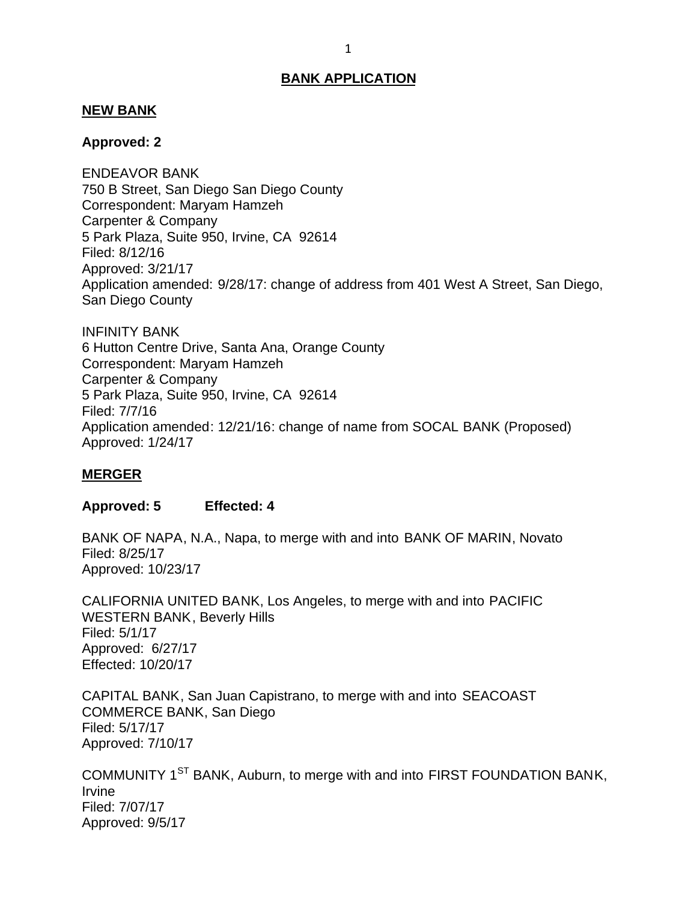## BANK APPLICATION

### NEW BANK

**Approved: 2**

ENDEAVOR BANK
750 B Street, San Diego San Diego County
Correspondent: Maryam Hamzeh
Carpenter & Company
5 Park Plaza, Suite 950, Irvine, CA 92614
Filed: 8/12/16
Approved: 3/21/17
Application amended: 9/28/17: change of address from 401 West A Street, San Diego, San Diego County

INFINITY BANK
6 Hutton Centre Drive, Santa Ana, Orange County
Correspondent: Maryam Hamzeh
Carpenter & Company
5 Park Plaza, Suite 950, Irvine, CA 92614
Filed: 7/7/16
Application amended: 12/21/16: change of name from SOCAL BANK (Proposed)
Approved: 1/24/17

### MERGER

**Approved: 5 Effected: 4**

BANK OF NAPA, N.A., Napa, to merge with and into BANK OF MARIN, Novato
Filed: 8/25/17
Approved: 10/23/17

CALIFORNIA UNITED BANK, Los Angeles, to merge with and into PACIFIC WESTERN BANK, Beverly Hills
Filed: 5/1/17
Approved: 6/27/17
Effected: 10/20/17

CAPITAL BANK, San Juan Capistrano, to merge with and into SEACOAST COMMERCE BANK, San Diego
Filed: 5/17/17
Approved: 7/10/17

COMMUNITY 1ST BANK, Auburn, to merge with and into FIRST FOUNDATION BANK, Irvine
Filed: 7/07/17
Approved: 9/5/17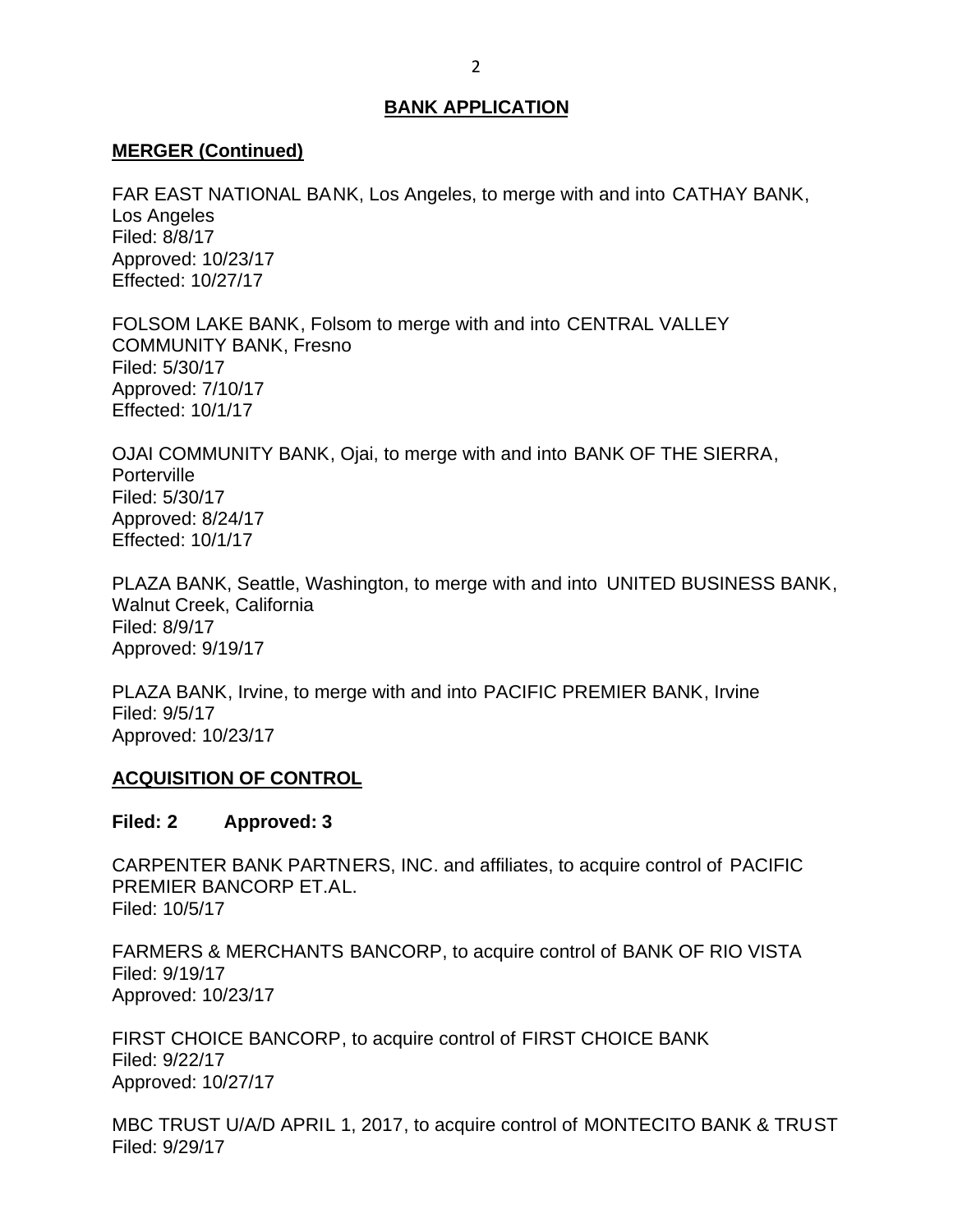## BANK APPLICATION

### MERGER (Continued)

FAR EAST NATIONAL BANK, Los Angeles, to merge with and into CATHAY BANK, Los Angeles
Filed: 8/8/17
Approved: 10/23/17
Effected: 10/27/17

FOLSOM LAKE BANK, Folsom to merge with and into CENTRAL VALLEY COMMUNITY BANK, Fresno
Filed: 5/30/17
Approved: 7/10/17
Effected: 10/1/17

OJAI COMMUNITY BANK, Ojai, to merge with and into BANK OF THE SIERRA, Porterville
Filed: 5/30/17
Approved: 8/24/17
Effected: 10/1/17

PLAZA BANK, Seattle, Washington, to merge with and into UNITED BUSINESS BANK, Walnut Creek, California
Filed: 8/9/17
Approved: 9/19/17

PLAZA BANK, Irvine, to merge with and into PACIFIC PREMIER BANK, Irvine
Filed: 9/5/17
Approved: 10/23/17

### ACQUISITION OF CONTROL

**Filed: 2 Approved: 3**

CARPENTER BANK PARTNERS, INC. and affiliates, to acquire control of PACIFIC PREMIER BANCORP ET.AL.
Filed: 10/5/17

FARMERS & MERCHANTS BANCORP, to acquire control of BANK OF RIO VISTA
Filed: 9/19/17
Approved: 10/23/17

FIRST CHOICE BANCORP, to acquire control of FIRST CHOICE BANK
Filed: 9/22/17
Approved: 10/27/17

MBC TRUST U/A/D APRIL 1, 2017, to acquire control of MONTECITO BANK & TRUST
Filed: 9/29/17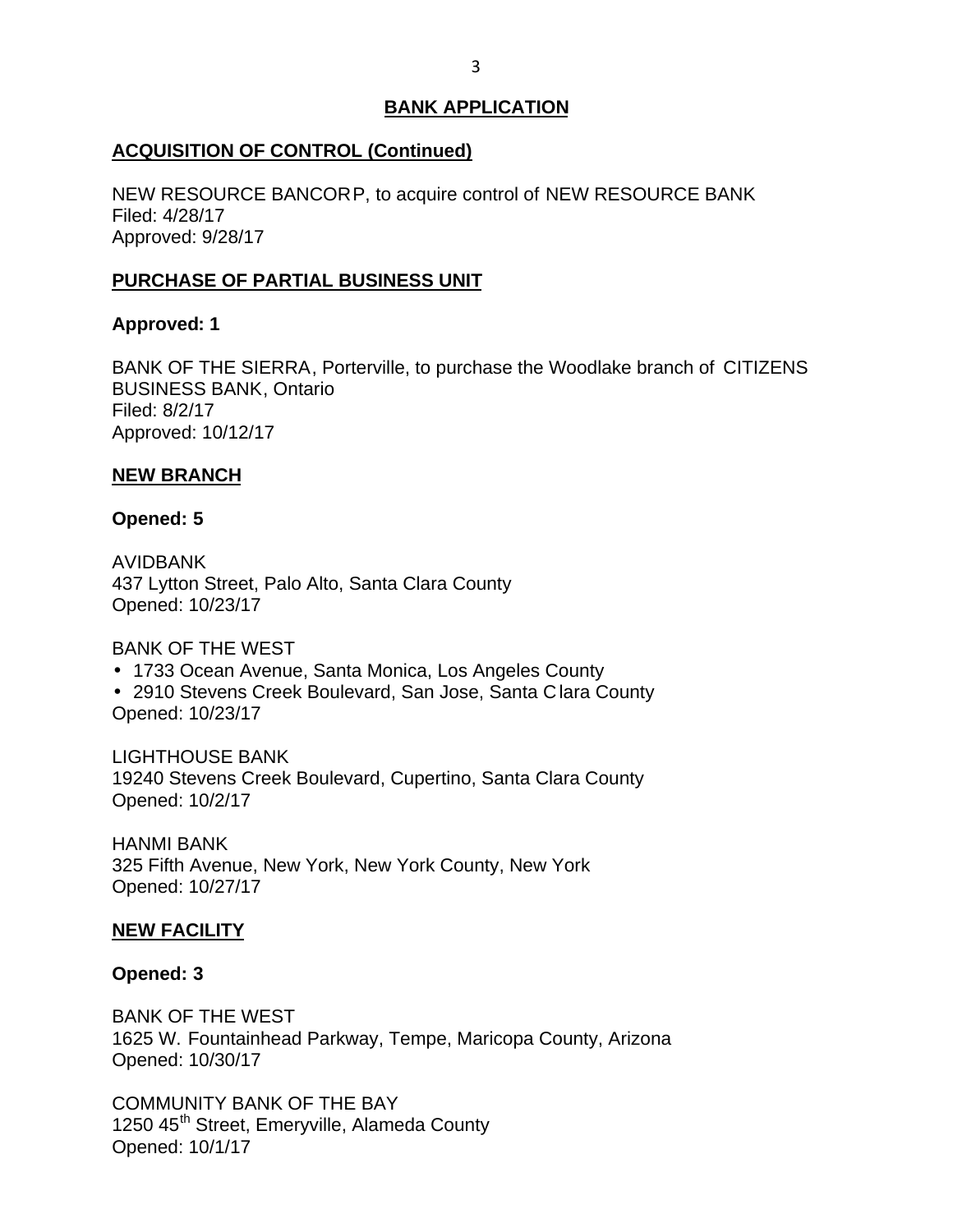## BANK APPLICATION

### ACQUISITION OF CONTROL (Continued)

NEW RESOURCE BANCORP, to acquire control of NEW RESOURCE BANK
Filed: 4/28/17
Approved: 9/28/17

### PURCHASE OF PARTIAL BUSINESS UNIT

**Approved: 1**

BANK OF THE SIERRA, Porterville, to purchase the Woodlake branch of CITIZENS BUSINESS BANK, Ontario
Filed: 8/2/17
Approved: 10/12/17

### NEW BRANCH

**Opened: 5**

AVIDBANK
437 Lytton Street, Palo Alto, Santa Clara County
Opened: 10/23/17

BANK OF THE WEST

- 1733 Ocean Avenue, Santa Monica, Los Angeles County
- 2910 Stevens Creek Boulevard, San Jose, Santa Clara County

Opened: 10/23/17

LIGHTHOUSE BANK
19240 Stevens Creek Boulevard, Cupertino, Santa Clara County
Opened: 10/2/17

HANMI BANK
325 Fifth Avenue, New York, New York County, New York
Opened: 10/27/17

### NEW FACILITY

**Opened: 3**

BANK OF THE WEST
1625 W. Fountainhead Parkway, Tempe, Maricopa County, Arizona
Opened: 10/30/17

COMMUNITY BANK OF THE BAY
1250 45th Street, Emeryville, Alameda County
Opened: 10/1/17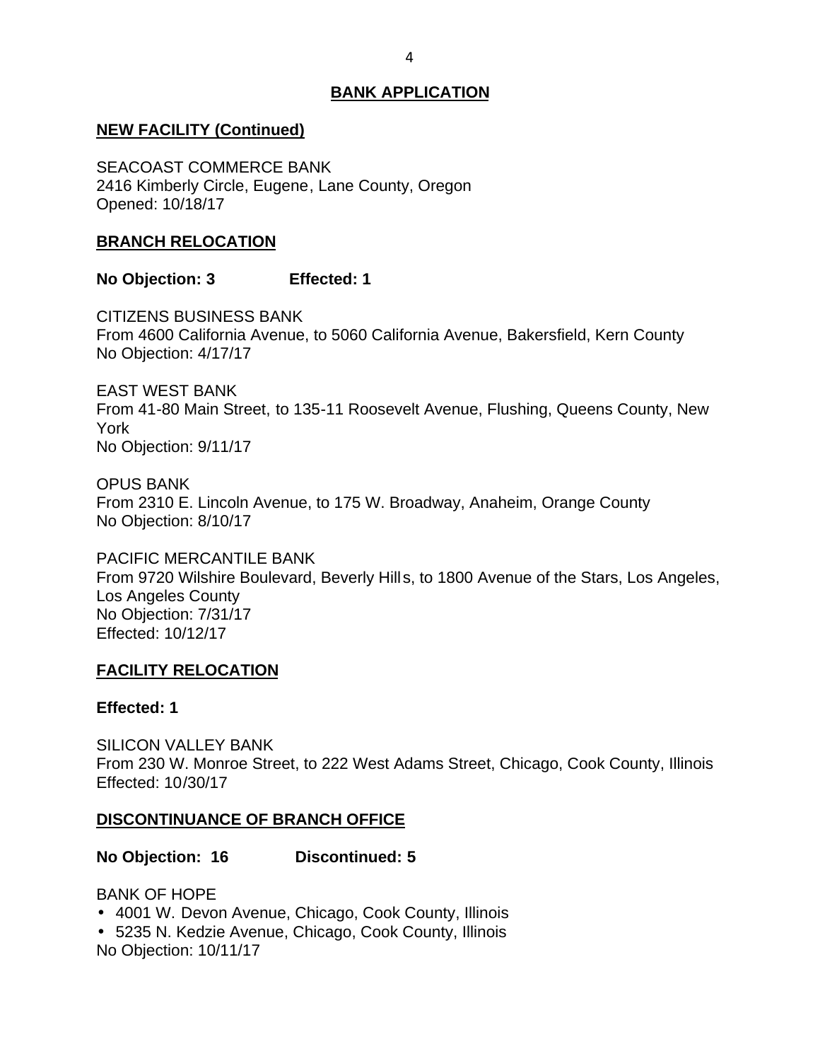## BANK APPLICATION

### NEW FACILITY (Continued)

SEACOAST COMMERCE BANK
2416 Kimberly Circle, Eugene, Lane County, Oregon
Opened: 10/18/17

### BRANCH RELOCATION

**No Objection: 3 Effected: 1**

CITIZENS BUSINESS BANK
From 4600 California Avenue, to 5060 California Avenue, Bakersfield, Kern County
No Objection: 4/17/17

EAST WEST BANK
From 41-80 Main Street, to 135-11 Roosevelt Avenue, Flushing, Queens County, New York
No Objection: 9/11/17

OPUS BANK
From 2310 E. Lincoln Avenue, to 175 W. Broadway, Anaheim, Orange County
No Objection: 8/10/17

PACIFIC MERCANTILE BANK
From 9720 Wilshire Boulevard, Beverly Hills, to 1800 Avenue of the Stars, Los Angeles, Los Angeles County
No Objection: 7/31/17
Effected: 10/12/17

### FACILITY RELOCATION

**Effected: 1**

SILICON VALLEY BANK
From 230 W. Monroe Street, to 222 West Adams Street, Chicago, Cook County, Illinois
Effected: 10/30/17

### DISCONTINUANCE OF BRANCH OFFICE

**No Objection: 16 Discontinued: 5**

BANK OF HOPE
- 4001 W. Devon Avenue, Chicago, Cook County, Illinois
- 5235 N. Kedzie Avenue, Chicago, Cook County, Illinois

No Objection: 10/11/17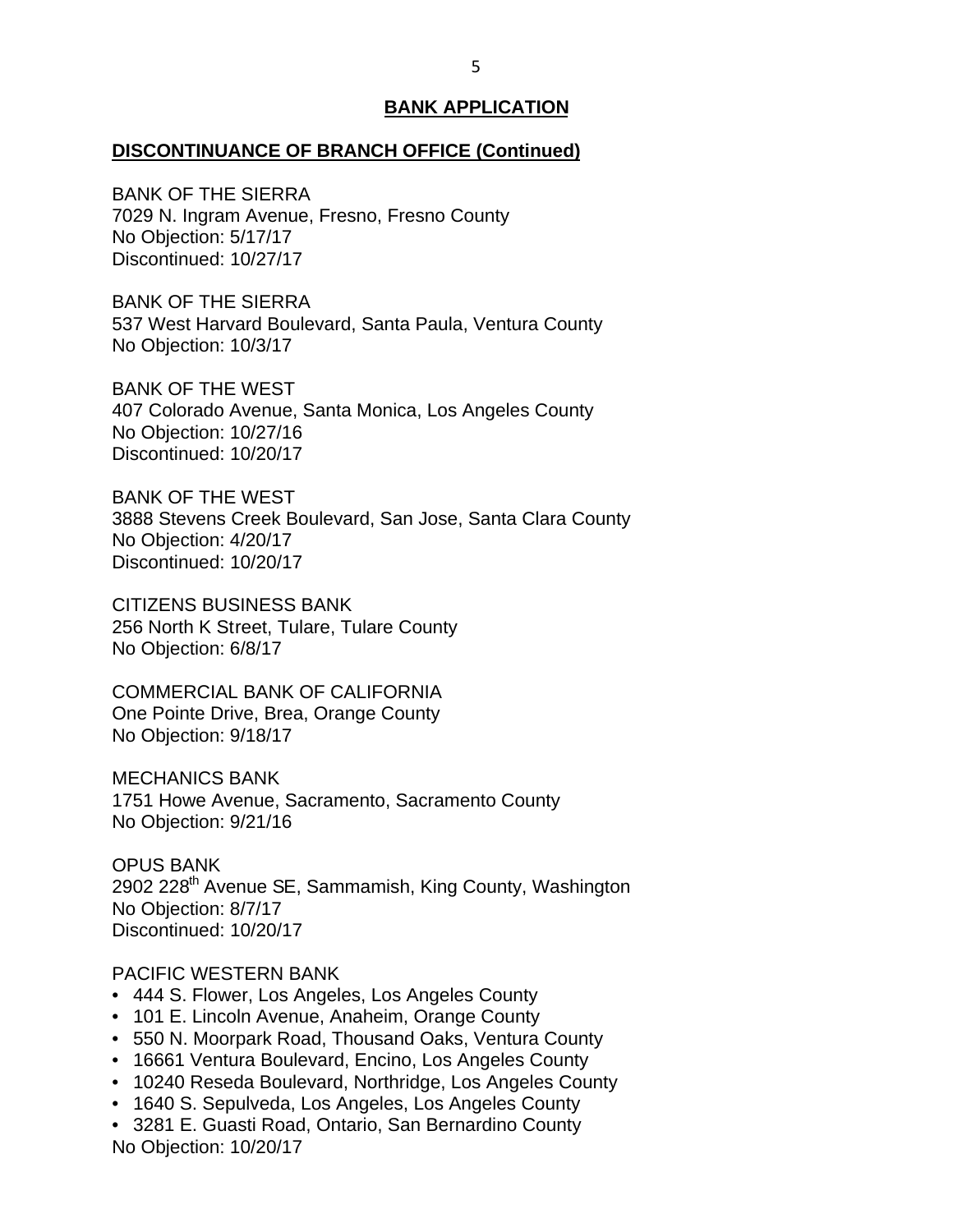## BANK APPLICATION

### DISCONTINUANCE OF BRANCH OFFICE (Continued)

BANK OF THE SIERRA
7029 N. Ingram Avenue, Fresno, Fresno County
No Objection: 5/17/17
Discontinued: 10/27/17

BANK OF THE SIERRA
537 West Harvard Boulevard, Santa Paula, Ventura County
No Objection: 10/3/17

BANK OF THE WEST
407 Colorado Avenue, Santa Monica, Los Angeles County
No Objection: 10/27/16
Discontinued: 10/20/17

BANK OF THE WEST
3888 Stevens Creek Boulevard, San Jose, Santa Clara County
No Objection: 4/20/17
Discontinued: 10/20/17

CITIZENS BUSINESS BANK
256 North K Street, Tulare, Tulare County
No Objection: 6/8/17

COMMERCIAL BANK OF CALIFORNIA
One Pointe Drive, Brea, Orange County
No Objection: 9/18/17

MECHANICS BANK
1751 Howe Avenue, Sacramento, Sacramento County
No Objection: 9/21/16

OPUS BANK
2902 228th Avenue SE, Sammamish, King County, Washington
No Objection: 8/7/17
Discontinued: 10/20/17

PACIFIC WESTERN BANK

- 444 S. Flower, Los Angeles, Los Angeles County
- 101 E. Lincoln Avenue, Anaheim, Orange County
- 550 N. Moorpark Road, Thousand Oaks, Ventura County
- 16661 Ventura Boulevard, Encino, Los Angeles County
- 10240 Reseda Boulevard, Northridge, Los Angeles County
- 1640 S. Sepulveda, Los Angeles, Los Angeles County
- 3281 E. Guasti Road, Ontario, San Bernardino County

No Objection: 10/20/17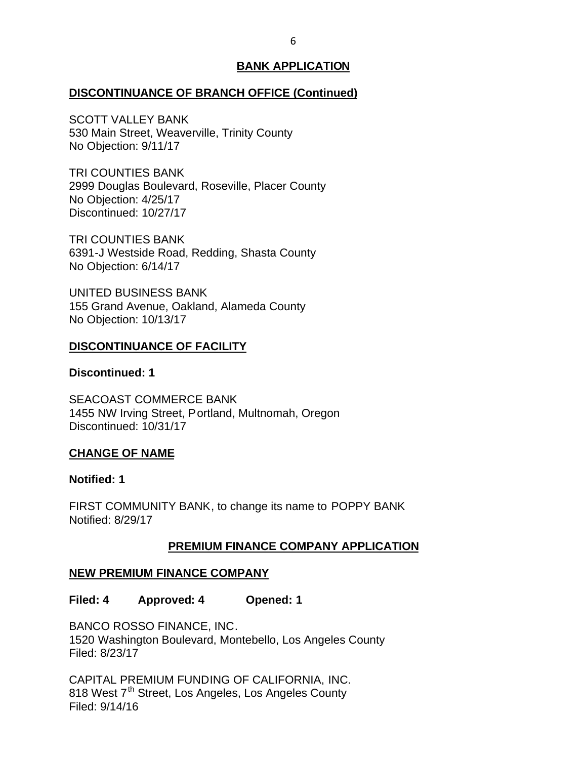## BANK APPLICATION

### DISCONTINUANCE OF BRANCH OFFICE (Continued)

SCOTT VALLEY BANK
530 Main Street, Weaverville, Trinity County
No Objection: 9/11/17

TRI COUNTIES BANK
2999 Douglas Boulevard, Roseville, Placer County
No Objection: 4/25/17
Discontinued: 10/27/17

TRI COUNTIES BANK
6391-J Westside Road, Redding, Shasta County
No Objection: 6/14/17

UNITED BUSINESS BANK
155 Grand Avenue, Oakland, Alameda County
No Objection: 10/13/17

### DISCONTINUANCE OF FACILITY

**Discontinued: 1**

SEACOAST COMMERCE BANK
1455 NW Irving Street, Portland, Multnomah, Oregon
Discontinued: 10/31/17

### CHANGE OF NAME

**Notified: 1**

FIRST COMMUNITY BANK, to change its name to POPPY BANK
Notified: 8/29/17

## PREMIUM FINANCE COMPANY APPLICATION

### NEW PREMIUM FINANCE COMPANY

**Filed: 4 Approved: 4 Opened: 1**

BANCO ROSSO FINANCE, INC.
1520 Washington Boulevard, Montebello, Los Angeles County
Filed: 8/23/17

CAPITAL PREMIUM FUNDING OF CALIFORNIA, INC.
818 West 7th Street, Los Angeles, Los Angeles County
Filed: 9/14/16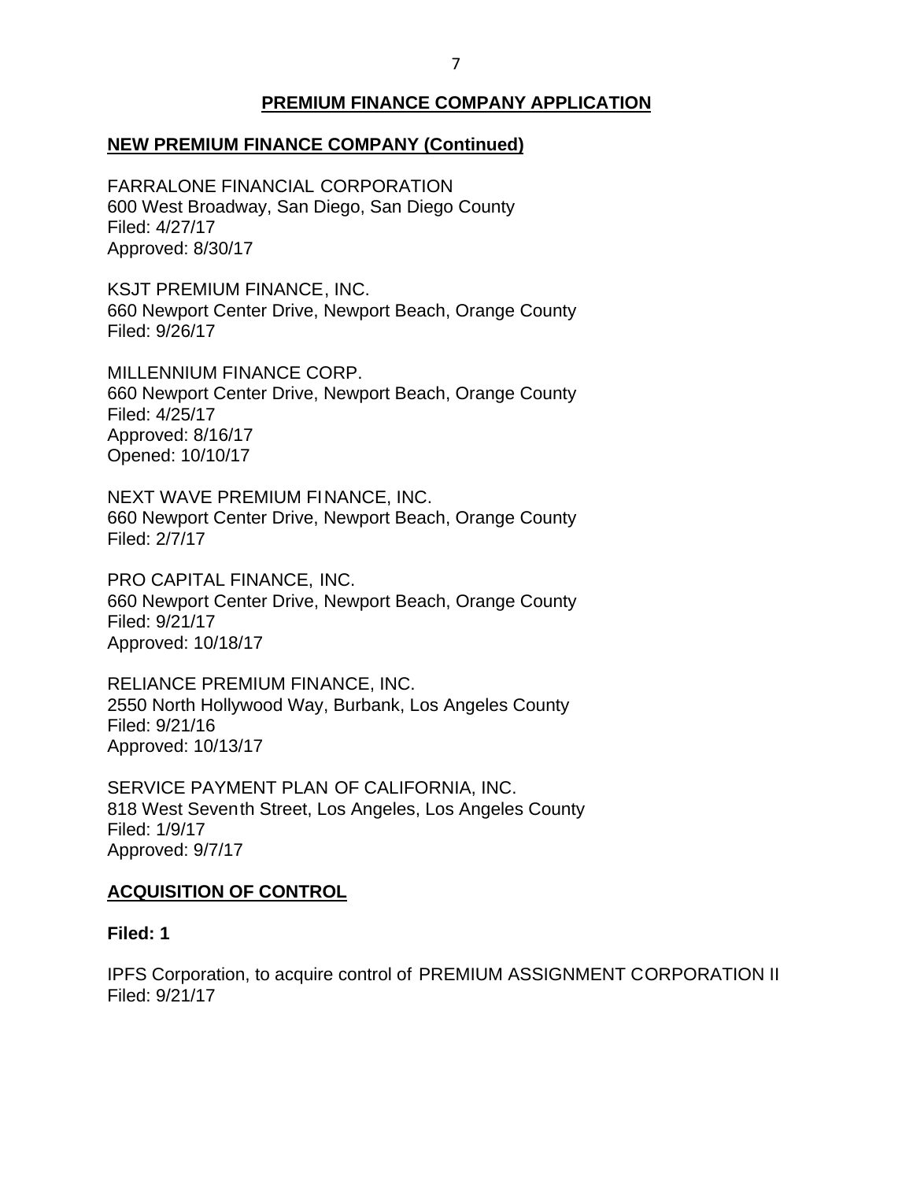## PREMIUM FINANCE COMPANY APPLICATION

### NEW PREMIUM FINANCE COMPANY (Continued)

FARRALONE FINANCIAL CORPORATION
600 West Broadway, San Diego, San Diego County
Filed: 4/27/17
Approved: 8/30/17

KSJT PREMIUM FINANCE, INC.
660 Newport Center Drive, Newport Beach, Orange County
Filed: 9/26/17

MILLENNIUM FINANCE CORP.
660 Newport Center Drive, Newport Beach, Orange County
Filed: 4/25/17
Approved: 8/16/17
Opened: 10/10/17

NEXT WAVE PREMIUM FINANCE, INC.
660 Newport Center Drive, Newport Beach, Orange County
Filed: 2/7/17

PRO CAPITAL FINANCE, INC.
660 Newport Center Drive, Newport Beach, Orange County
Filed: 9/21/17
Approved: 10/18/17

RELIANCE PREMIUM FINANCE, INC.
2550 North Hollywood Way, Burbank, Los Angeles County
Filed: 9/21/16
Approved: 10/13/17

SERVICE PAYMENT PLAN OF CALIFORNIA, INC.
818 West Seventh Street, Los Angeles, Los Angeles County
Filed: 1/9/17
Approved: 9/7/17

### ACQUISITION OF CONTROL

**Filed: 1**

IPFS Corporation, to acquire control of PREMIUM ASSIGNMENT CORPORATION II
Filed: 9/21/17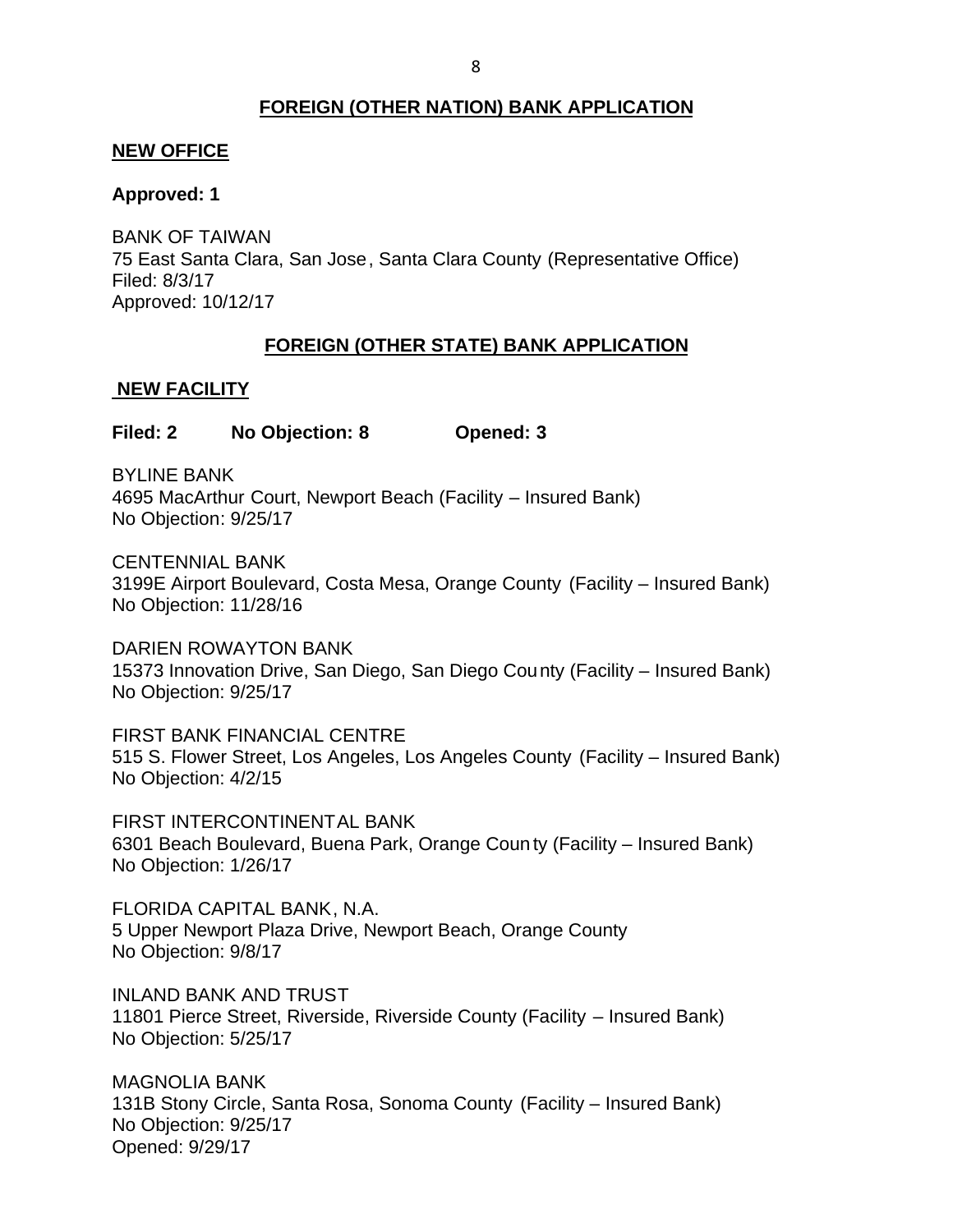## FOREIGN (OTHER NATION) BANK APPLICATION

### NEW OFFICE

**Approved: 1**

BANK OF TAIWAN
75 East Santa Clara, San Jose, Santa Clara County (Representative Office)
Filed: 8/3/17
Approved: 10/12/17

## FOREIGN (OTHER STATE) BANK APPLICATION

### NEW FACILITY

**Filed: 2 No Objection: 8 Opened: 3**

BYLINE BANK
4695 MacArthur Court, Newport Beach (Facility – Insured Bank)
No Objection: 9/25/17

CENTENNIAL BANK
3199E Airport Boulevard, Costa Mesa, Orange County (Facility – Insured Bank)
No Objection: 11/28/16

DARIEN ROWAYTON BANK
15373 Innovation Drive, San Diego, San Diego County (Facility – Insured Bank)
No Objection: 9/25/17

FIRST BANK FINANCIAL CENTRE
515 S. Flower Street, Los Angeles, Los Angeles County (Facility – Insured Bank)
No Objection: 4/2/15

FIRST INTERCONTINENTAL BANK
6301 Beach Boulevard, Buena Park, Orange County (Facility – Insured Bank)
No Objection: 1/26/17

FLORIDA CAPITAL BANK, N.A.
5 Upper Newport Plaza Drive, Newport Beach, Orange County
No Objection: 9/8/17

INLAND BANK AND TRUST
11801 Pierce Street, Riverside, Riverside County (Facility – Insured Bank)
No Objection: 5/25/17

MAGNOLIA BANK
131B Stony Circle, Santa Rosa, Sonoma County (Facility – Insured Bank)
No Objection: 9/25/17
Opened: 9/29/17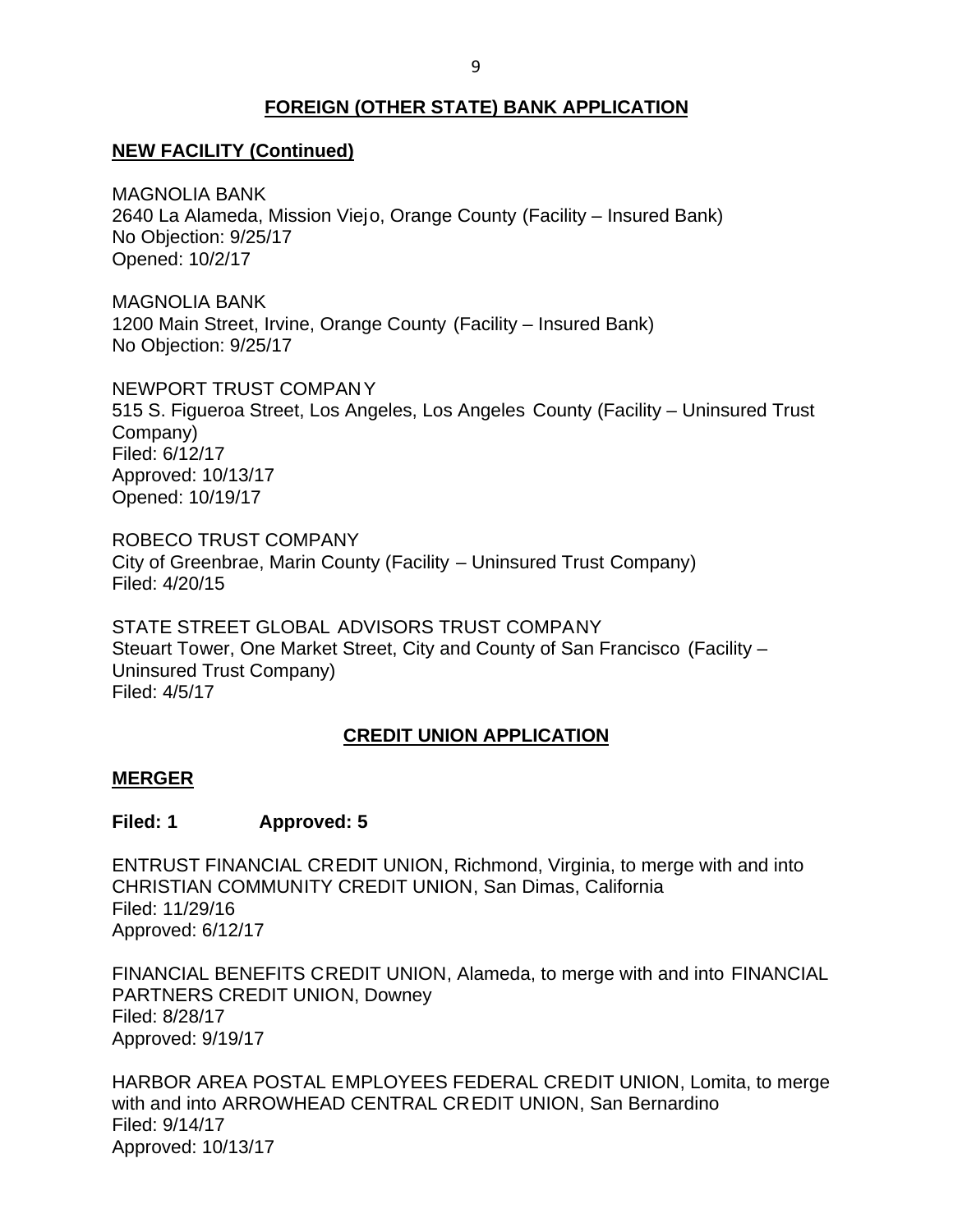## FOREIGN (OTHER STATE) BANK APPLICATION

### NEW FACILITY (Continued)

MAGNOLIA BANK
2640 La Alameda, Mission Viejo, Orange County (Facility – Insured Bank)
No Objection: 9/25/17
Opened: 10/2/17

MAGNOLIA BANK
1200 Main Street, Irvine, Orange County (Facility – Insured Bank)
No Objection: 9/25/17

NEWPORT TRUST COMPANY
515 S. Figueroa Street, Los Angeles, Los Angeles County (Facility – Uninsured Trust Company)
Filed: 6/12/17
Approved: 10/13/17
Opened: 10/19/17

ROBECO TRUST COMPANY
City of Greenbrae, Marin County (Facility – Uninsured Trust Company)
Filed: 4/20/15

STATE STREET GLOBAL ADVISORS TRUST COMPANY
Steuart Tower, One Market Street, City and County of San Francisco (Facility – Uninsured Trust Company)
Filed: 4/5/17

## CREDIT UNION APPLICATION

### MERGER

**Filed: 1 Approved: 5**

ENTRUST FINANCIAL CREDIT UNION, Richmond, Virginia, to merge with and into CHRISTIAN COMMUNITY CREDIT UNION, San Dimas, California
Filed: 11/29/16
Approved: 6/12/17

FINANCIAL BENEFITS CREDIT UNION, Alameda, to merge with and into FINANCIAL PARTNERS CREDIT UNION, Downey
Filed: 8/28/17
Approved: 9/19/17

HARBOR AREA POSTAL EMPLOYEES FEDERAL CREDIT UNION, Lomita, to merge with and into ARROWHEAD CENTRAL CREDIT UNION, San Bernardino
Filed: 9/14/17
Approved: 10/13/17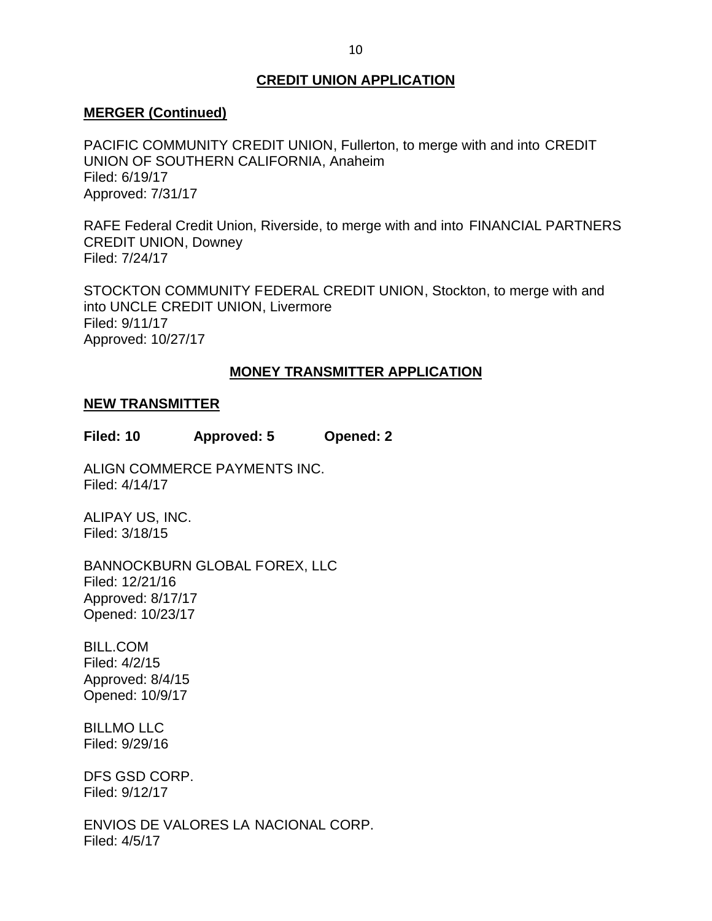## CREDIT UNION APPLICATION

### MERGER (Continued)

PACIFIC COMMUNITY CREDIT UNION, Fullerton, to merge with and into CREDIT UNION OF SOUTHERN CALIFORNIA, Anaheim
Filed: 6/19/17
Approved: 7/31/17

RAFE Federal Credit Union, Riverside, to merge with and into FINANCIAL PARTNERS CREDIT UNION, Downey
Filed: 7/24/17

STOCKTON COMMUNITY FEDERAL CREDIT UNION, Stockton, to merge with and into UNCLE CREDIT UNION, Livermore
Filed: 9/11/17
Approved: 10/27/17

## MONEY TRANSMITTER APPLICATION

### NEW TRANSMITTER

**Filed: 10 Approved: 5 Opened: 2**

ALIGN COMMERCE PAYMENTS INC.
Filed: 4/14/17

ALIPAY US, INC.
Filed: 3/18/15

BANNOCKBURN GLOBAL FOREX, LLC
Filed: 12/21/16
Approved: 8/17/17
Opened: 10/23/17

BILL.COM
Filed: 4/2/15
Approved: 8/4/15
Opened: 10/9/17

BILLMO LLC
Filed: 9/29/16

DFS GSD CORP.
Filed: 9/12/17

ENVIOS DE VALORES LA NACIONAL CORP.
Filed: 4/5/17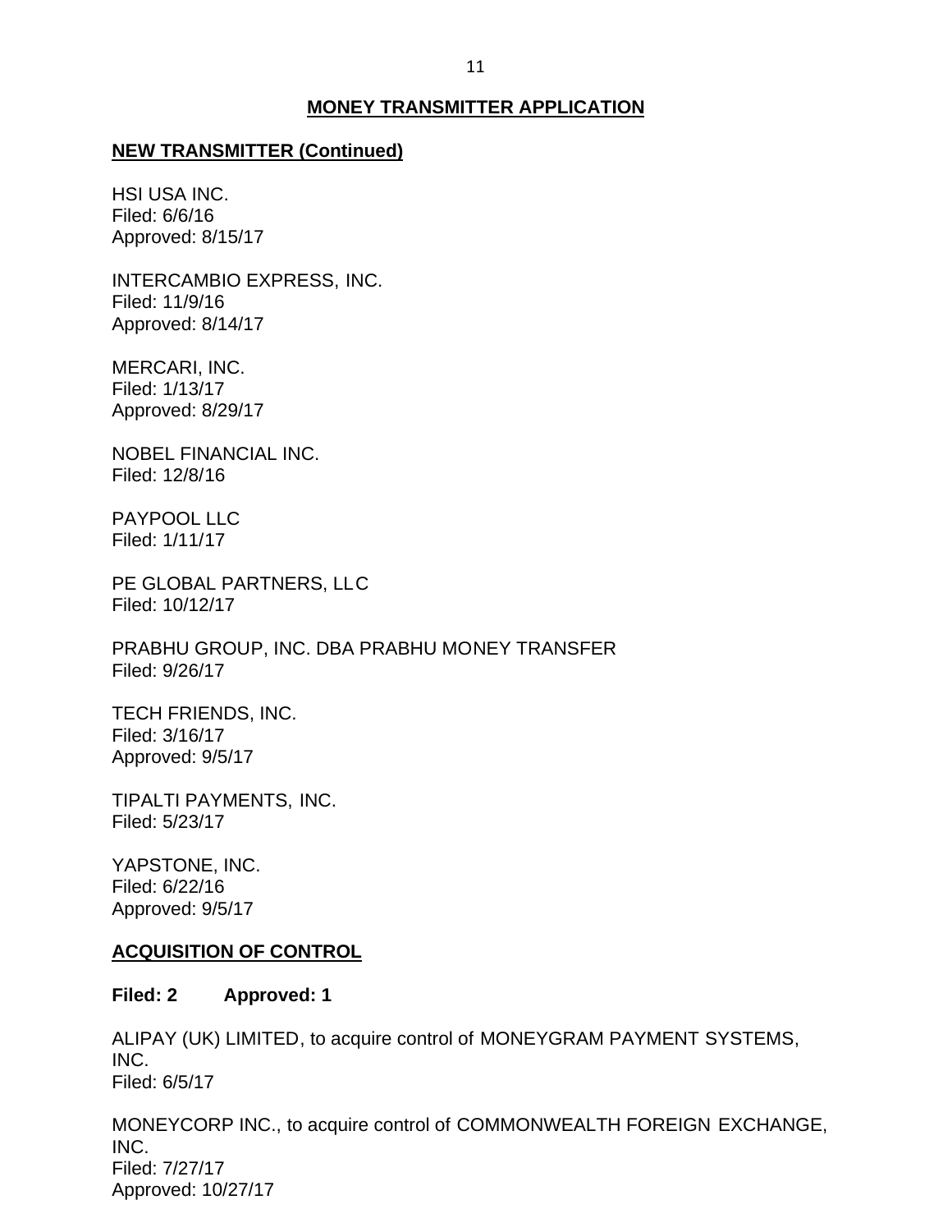## MONEY TRANSMITTER APPLICATION

### NEW TRANSMITTER (Continued)

HSI USA INC.
Filed: 6/6/16
Approved: 8/15/17

INTERCAMBIO EXPRESS, INC.
Filed: 11/9/16
Approved: 8/14/17

MERCARI, INC.
Filed: 1/13/17
Approved: 8/29/17

NOBEL FINANCIAL INC.
Filed: 12/8/16

PAYPOOL LLC
Filed: 1/11/17

PE GLOBAL PARTNERS, LLC
Filed: 10/12/17

PRABHU GROUP, INC. DBA PRABHU MONEY TRANSFER
Filed: 9/26/17

TECH FRIENDS, INC.
Filed: 3/16/17
Approved: 9/5/17

TIPALTI PAYMENTS, INC.
Filed: 5/23/17

YAPSTONE, INC.
Filed: 6/22/16
Approved: 9/5/17

### ACQUISITION OF CONTROL

**Filed: 2 Approved: 1**

ALIPAY (UK) LIMITED, to acquire control of MONEYGRAM PAYMENT SYSTEMS, INC.
Filed: 6/5/17

MONEYCORP INC., to acquire control of COMMONWEALTH FOREIGN EXCHANGE, INC.
Filed: 7/27/17
Approved: 10/27/17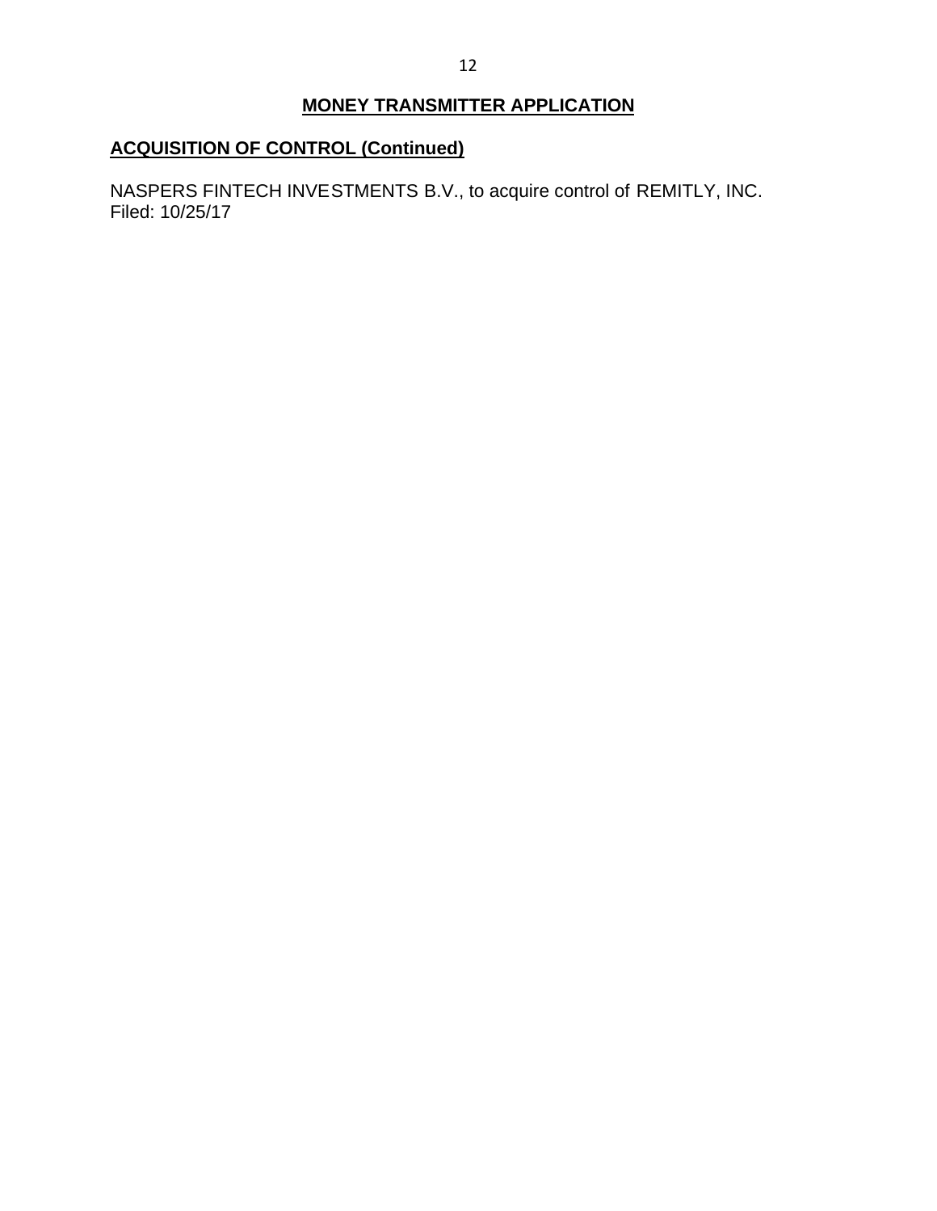## MONEY TRANSMITTER APPLICATION

### ACQUISITION OF CONTROL (Continued)

NASPERS FINTECH INVESTMENTS B.V., to acquire control of REMITLY, INC.
Filed: 10/25/17